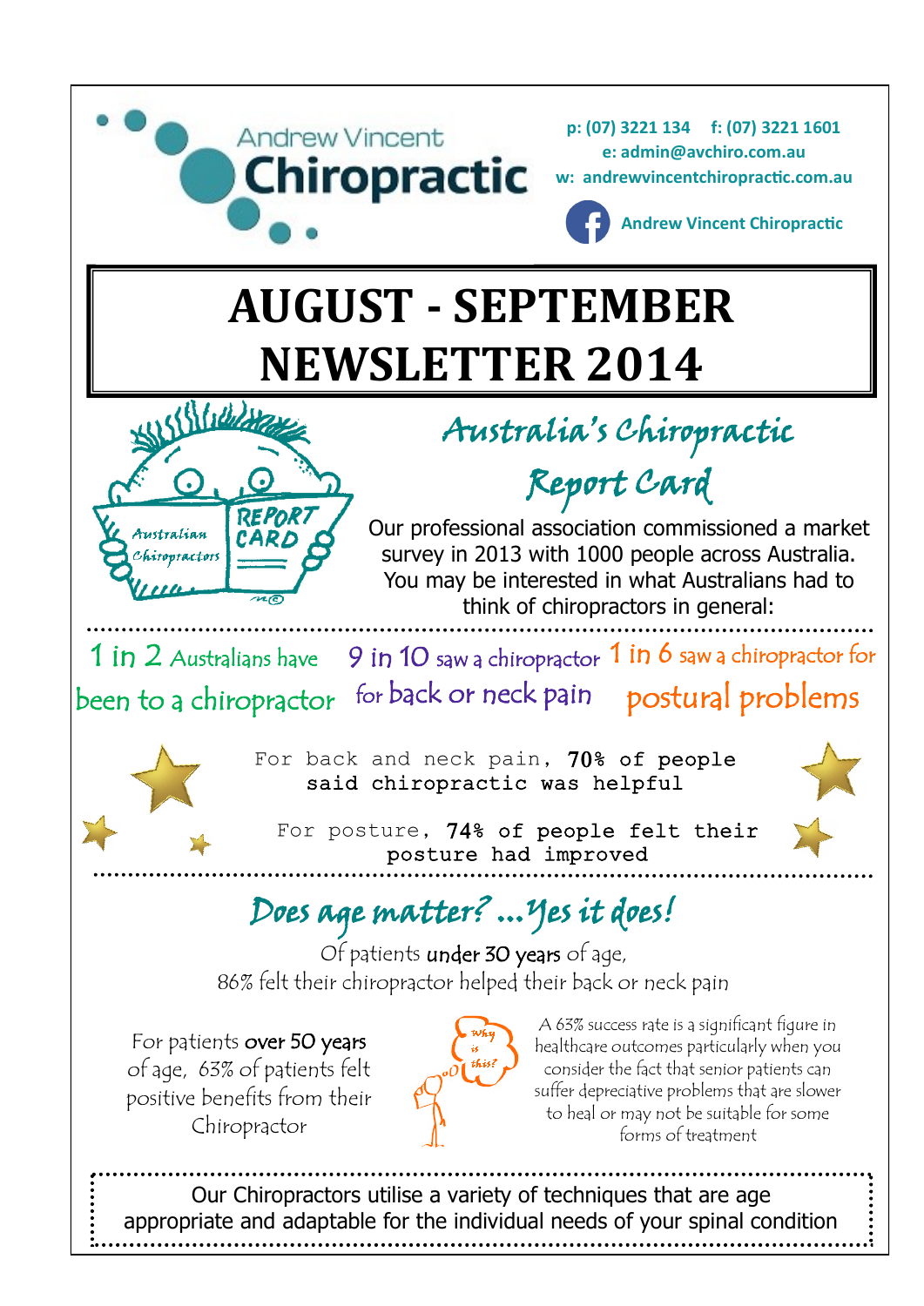Andrew Vincent **Chiropractic**

p: (07) 3221 134 f: (07) 3221 1601
e: admin@avchiro.com.au
w: andrewvincentchiropractic.com.au

Andrew Vincent Chiropractic

# AUGUST - SEPTEMBER NEWSLETTER 2014

## Australia's Chiropractic Report Card

Our professional association commissioned a market survey in 2013 with 1000 people across Australia. You may be interested in what Australians had to think of chiropractors in general:

1 in 2 Australians have been to a chiropractor

9 in 10 saw a chiropractor for back or neck pain

1 in 6 saw a chiropractor for postural problems

For back and neck pain, **70%** of people said chiropractic was helpful

For posture, **74%** of people felt their posture had improved

## Does age matter? ...Yes it does!

Of patients **under 30 years** of age, 86% felt their chiropractor helped their back or neck pain

For patients **over 50 years** of age, 63% of patients felt positive benefits from their Chiropractor

A 63% success rate is a significant figure in healthcare outcomes particularly when you consider the fact that senior patients can suffer depreciative problems that are slower to heal or may not be suitable for some forms of treatment

Our Chiropractors utilise a variety of techniques that are age appropriate and adaptable for the individual needs of your spinal condition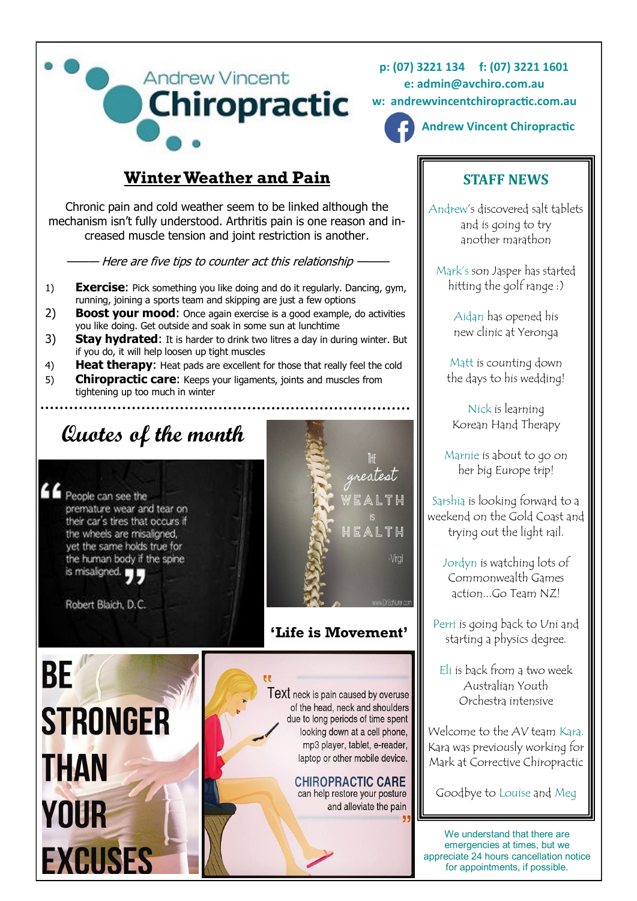# Andrew Vincent Chiropractic

**p: (07) 3221 134 f: (07) 3221 1601**
**e: admin@avchiro.com.au**
**w: andrewvincentchiropractic.com.au**
**Andrew Vincent Chiropractic**

## Winter Weather and Pain

Chronic pain and cold weather seem to be linked although the mechanism isn't fully understood. Arthritis pain is one reason and increased muscle tension and joint restriction is another.

*—— Here are five tips to counter act this relationship ——*

1) **Exercise**: Pick something you like doing and do it regularly. Dancing, gym, running, joining a sports team and skipping are just a few options
2) **Boost your mood**: Once again exercise is a good example, do activities you like doing. Get outside and soak in some sun at lunchtime
3) **Stay hydrated**: It is harder to drink two litres a day in during winter. But if you do, it will help loosen up tight muscles
4) **Heat therapy**: Heat pads are excellent for those that really feel the cold
5) **Chiropractic care**: Keeps your ligaments, joints and muscles from tightening up too much in winter

## Quotes of the month

"People can see the premature wear and tear on their car's tires that occurs if the wheels are misaligned, yet the same holds true for the human body if the spine is misaligned."

Robert Blaich, D.C.

The greatest WEALTH is HEALTH -Virgil

www.DrSchluter.com

**'Life is Movement'**

BE STRONGER THAN YOUR EXCUSES

"Text neck is pain caused by overuse of the head, neck and shoulders due to long periods of time spent looking down at a cell phone, mp3 player, tablet, e-reader, laptop or other mobile device.

CHIROPRACTIC CARE can help restore your posture and alleviate the pain"

## STAFF NEWS

Andrew's discovered salt tablets and is going to try another marathon

Mark's son Jasper has started hitting the golf range :)

Aidan has opened his new clinic at Yeronga

Matt is counting down the days to his wedding!

Nick is learning Korean Hand Therapy

Marnie is about to go on her big Europe trip!

Sarshia is looking forward to a weekend on the Gold Coast and trying out the light rail.

Jordyn is watching lots of Commonwealth Games action...Go Team NZ!

Perri is going back to Uni and starting a physics degree.

Eli is back from a two week Australian Youth Orchestra intensive

Welcome to the AV team Kara. Kara was previously working for Mark at Corrective Chiropractic

Goodbye to Louise and Meg

We understand that there are emergencies at times, but we appreciate 24 hours cancellation notice for appointments, if possible.